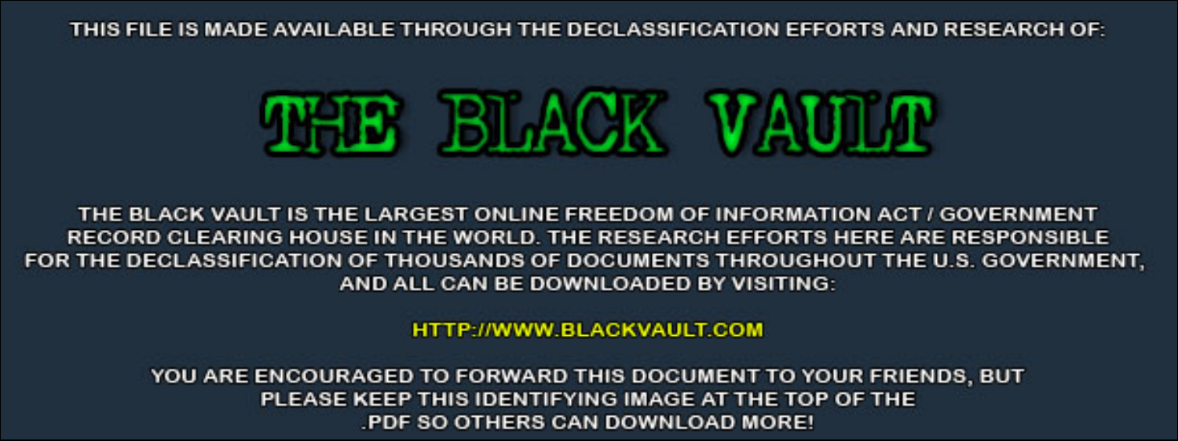THIS FILE IS MADE AVAILABLE THROUGH THE DECLASSIFICATION EFFORTS AND RESEARCH OF:

# THE BLACK VAULT

THE BLACK VAULT IS THE LARGEST ONLINE FREEDOM OF INFORMATION ACT / GOVERNMENT RECORD CLEARING HOUSE IN THE WORLD. THE RESEARCH EFFORTS HERE ARE RESPONSIBLE FOR THE DECLASSIFICATION OF THOUSANDS OF DOCUMENTS THROUGHOUT THE U.S. GOVERNMENT, AND ALL CAN BE DOWNLOADED BY VISITING:

HTTP://WWW.BLACKVAULT.COM

YOU ARE ENCOURAGED TO FORWARD THIS DOCUMENT TO YOUR FRIENDS, BUT PLEASE KEEP THIS IDENTIFYING IMAGE AT THE TOP OF THE .PDF SO OTHERS CAN DOWNLOAD MORE!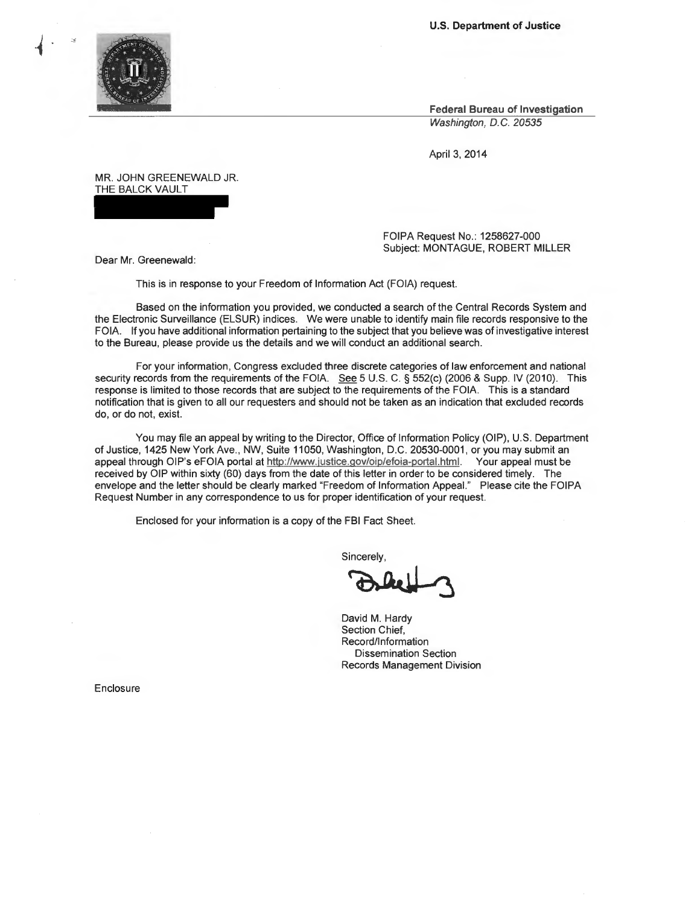U.S. Department of Justice

Federal Bureau of Investigation
*Washington, D.C. 20535*

April 3, 2014

MR. JOHN GREENEWALD JR.
THE BALCK VAULT

FOIPA Request No.: 1258627-000
Subject: MONTAGUE, ROBERT MILLER

Dear Mr. Greenewald:

This is in response to your Freedom of Information Act (FOIA) request.

Based on the information you provided, we conducted a search of the Central Records System and the Electronic Surveillance (ELSUR) indices. We were unable to identify main file records responsive to the FOIA. If you have additional information pertaining to the subject that you believe was of investigative interest to the Bureau, please provide us the details and we will conduct an additional search.

For your information, Congress excluded three discrete categories of law enforcement and national security records from the requirements of the FOIA. See 5 U.S. C. § 552(c) (2006 & Supp. IV (2010). This response is limited to those records that are subject to the requirements of the FOIA. This is a standard notification that is given to all our requesters and should not be taken as an indication that excluded records do, or do not, exist.

You may file an appeal by writing to the Director, Office of Information Policy (OIP), U.S. Department of Justice, 1425 New York Ave., NW, Suite 11050, Washington, D.C. 20530-0001, or you may submit an appeal through OIP's eFOIA portal at http://www.justice.gov/oip/efoia-portal.html. Your appeal must be received by OIP within sixty (60) days from the date of this letter in order to be considered timely. The envelope and the letter should be clearly marked "Freedom of Information Appeal." Please cite the FOIPA Request Number in any correspondence to us for proper identification of your request.

Enclosed for your information is a copy of the FBI Fact Sheet.

Sincerely,

David M. Hardy
Section Chief,
Record/Information
Dissemination Section
Records Management Division

Enclosure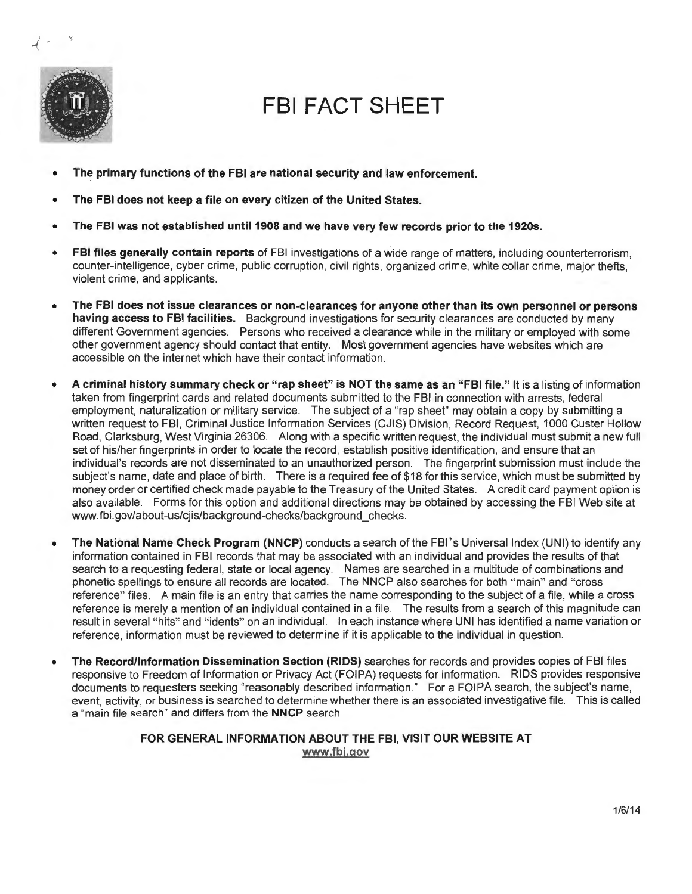# FBI FACT SHEET

- **The primary functions of the FBI are national security and law enforcement.**
- **The FBI does not keep a file on every citizen of the United States.**
- **The FBI was not established until 1908 and we have very few records prior to the 1920s.**
- **FBI files generally contain reports** of FBI investigations of a wide range of matters, including counterterrorism, counter-intelligence, cyber crime, public corruption, civil rights, organized crime, white collar crime, major thefts, violent crime, and applicants.
- **The FBI does not issue clearances or non-clearances for anyone other than its own personnel or persons having access to FBI facilities.** Background investigations for security clearances are conducted by many different Government agencies. Persons who received a clearance while in the military or employed with some other government agency should contact that entity. Most government agencies have websites which are accessible on the internet which have their contact information.
- **A criminal history summary check or "rap sheet" is NOT the same as an "FBI file."** It is a listing of information taken from fingerprint cards and related documents submitted to the FBI in connection with arrests, federal employment, naturalization or military service. The subject of a "rap sheet" may obtain a copy by submitting a written request to FBI, Criminal Justice Information Services (CJIS) Division, Record Request, 1000 Custer Hollow Road, Clarksburg, West Virginia 26306. Along with a specific written request, the individual must submit a new full set of his/her fingerprints in order to locate the record, establish positive identification, and ensure that an individual's records are not disseminated to an unauthorized person. The fingerprint submission must include the subject's name, date and place of birth. There is a required fee of $18 for this service, which must be submitted by money order or certified check made payable to the Treasury of the United States. A credit card payment option is also available. Forms for this option and additional directions may be obtained by accessing the FBI Web site at www.fbi.gov/about-us/cjis/background-checks/background_checks.
- **The National Name Check Program (NNCP)** conducts a search of the FBI's Universal Index (UNI) to identify any information contained in FBI records that may be associated with an individual and provides the results of that search to a requesting federal, state or local agency. Names are searched in a multitude of combinations and phonetic spellings to ensure all records are located. The NNCP also searches for both "main" and "cross reference" files. A main file is an entry that carries the name corresponding to the subject of a file, while a cross reference is merely a mention of an individual contained in a file. The results from a search of this magnitude can result in several "hits" and "idents" on an individual. In each instance where UNI has identified a name variation or reference, information must be reviewed to determine if it is applicable to the individual in question.
- **The Record/Information Dissemination Section (RIDS)** searches for records and provides copies of FBI files responsive to Freedom of Information or Privacy Act (FOIPA) requests for information. RIDS provides responsive documents to requesters seeking "reasonably described information." For a FOIPA search, the subject's name, event, activity, or business is searched to determine whether there is an associated investigative file. This is called a "main file search" and differs from the **NNCP** search.

**FOR GENERAL INFORMATION ABOUT THE FBI, VISIT OUR WEBSITE AT**
**www.fbi.gov**

1/6/14